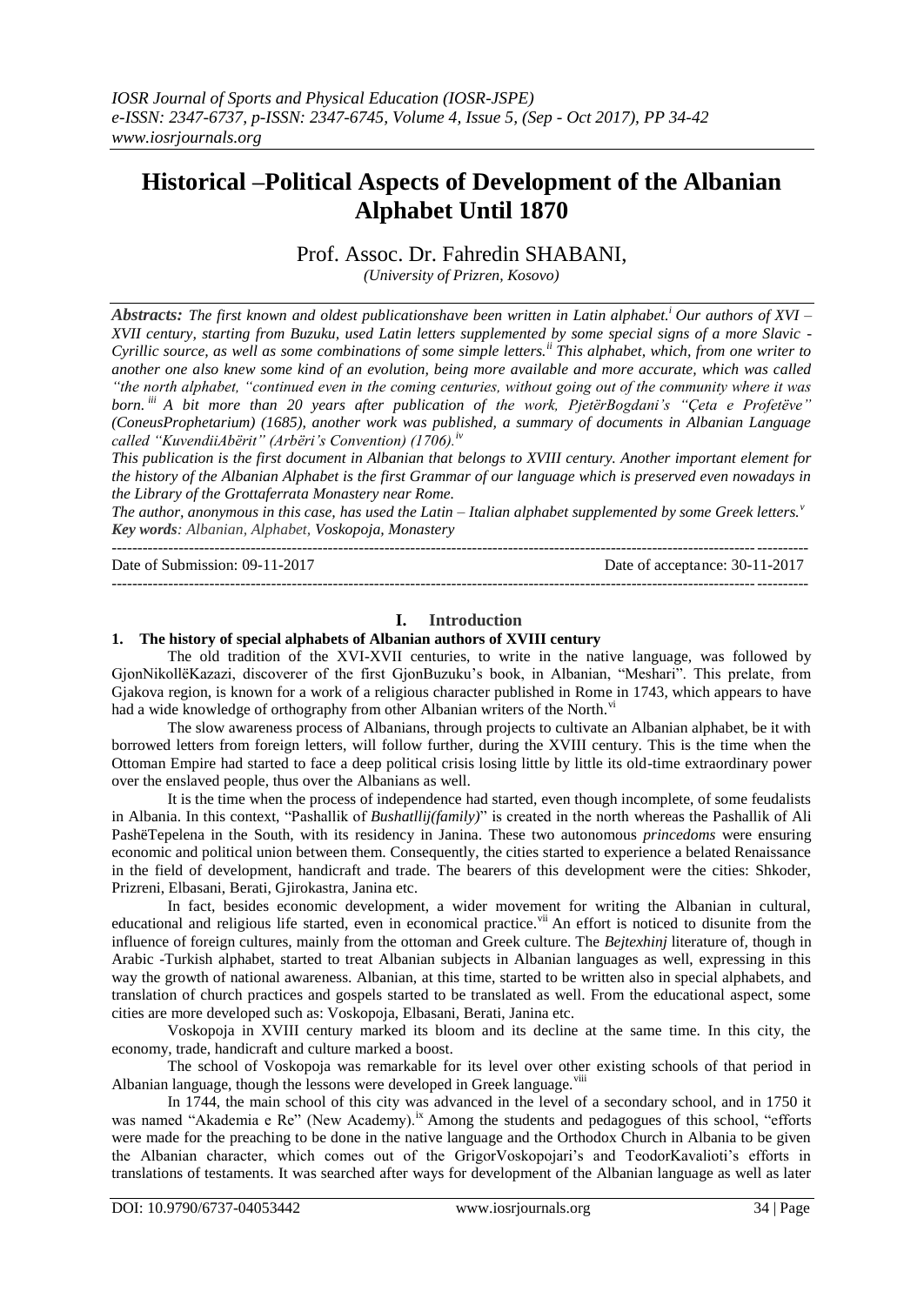# Historical –Political Aspects of Development of the Albanian Alphabet Until 1870

Prof. Assoc. Dr. Fahredin SHABANI,

*(University of Prizren, Kosovo)*

***Abstracts:*** *The first known and oldest publicationshave been written in Latin alphabet.[i] Our authors of XVI – XVII century, starting from Buzuku, used Latin letters supplemented by some special signs of a more Slavic - Cyrillic source, as well as some combinations of some simple letters.[ii] This alphabet, which, from one writer to another one also knew some kind of an evolution, being more available and more accurate, which was called "the north alphabet, "continued even in the coming centuries, without going out of the community where it was born.[iii] A bit more than 20 years after publication of the work, PjetërBogdani's "Çeta e Profetëve" (ConeusProphetarium) (1685), another work was published, a summary of documents in Albanian Language called "KuvendiiAbërit" (Arbëri's Convention) (1706).[iv]*

*This publication is the first document in Albanian that belongs to XVIII century. Another important element for the history of the Albanian Alphabet is the first Grammar of our language which is preserved even nowadays in the Library of the Grottaferrata Monastery near Rome.*

*The author, anonymous in this case, has used the Latin – Italian alphabet supplemented by some Greek letters.[v]*

***Key words****: Albanian, Alphabet, Voskopoja, Monastery*

---

Date of Submission: 09-11-2017 Date of acceptance: 30-11-2017

---

## I. Introduction

### 1. The history of special alphabets of Albanian authors of XVIII century

The old tradition of the XVI-XVII centuries, to write in the native language, was followed by GjonNikollëKazazi, discoverer of the first GjonBuzuku's book, in Albanian, "Meshari". This prelate, from Gjakova region, is known for a work of a religious character published in Rome in 1743, which appears to have had a wide knowledge of orthography from other Albanian writers of the North.[vi]

The slow awareness process of Albanians, through projects to cultivate an Albanian alphabet, be it with borrowed letters from foreign letters, will follow further, during the XVIII century. This is the time when the Ottoman Empire had started to face a deep political crisis losing little by little its old-time extraordinary power over the enslaved people, thus over the Albanians as well.

It is the time when the process of independence had started, even though incomplete, of some feudalists in Albania. In this context, "Pashallik of *Bushatllij(family)*" is created in the north whereas the Pashallik of Ali PashëTepelena in the South, with its residency in Janina. These two autonomous *princedoms* were ensuring economic and political union between them. Consequently, the cities started to experience a belated Renaissance in the field of development, handicraft and trade. The bearers of this development were the cities: Shkoder, Prizreni, Elbasani, Berati, Gjirokastra, Janina etc.

In fact, besides economic development, a wider movement for writing the Albanian in cultural, educational and religious life started, even in economical practice.[vii] An effort is noticed to disunite from the influence of foreign cultures, mainly from the ottoman and Greek culture. The *Bejtexhinj* literature of, though in Arabic -Turkish alphabet, started to treat Albanian subjects in Albanian languages as well, expressing in this way the growth of national awareness. Albanian, at this time, started to be written also in special alphabets, and translation of church practices and gospels started to be translated as well. From the educational aspect, some cities are more developed such as: Voskopoja, Elbasani, Berati, Janina etc.

Voskopoja in XVIII century marked its bloom and its decline at the same time. In this city, the economy, trade, handicraft and culture marked a boost.

The school of Voskopoja was remarkable for its level over other existing schools of that period in Albanian language, though the lessons were developed in Greek language.[viii]

In 1744, the main school of this city was advanced in the level of a secondary school, and in 1750 it was named "Akademia e Re" (New Academy).[ix] Among the students and pedagogues of this school, "efforts were made for the preaching to be done in the native language and the Orthodox Church in Albania to be given the Albanian character, which comes out of the GrigorVoskopojari's and TeodorKavalioti's efforts in translations of testaments. It was searched after ways for development of the Albanian language as well as later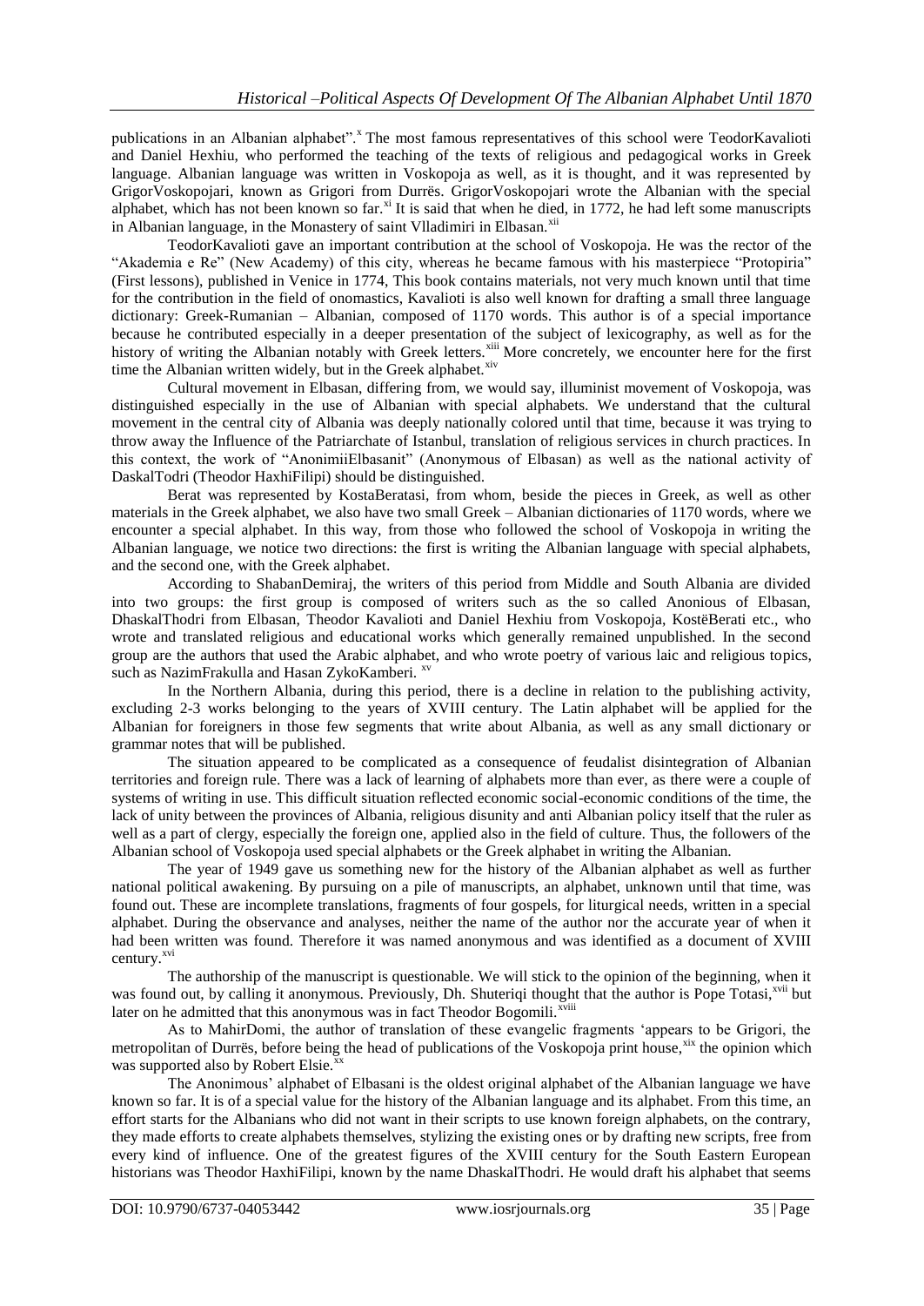publications in an Albanian alphabet".[x] The most famous representatives of this school were TeodorKavalioti and Daniel Hexhiu, who performed the teaching of the texts of religious and pedagogical works in Greek language. Albanian language was written in Voskopoja as well, as it is thought, and it was represented by GrigorVoskopojari, known as Grigori from Durrës. GrigorVoskopojari wrote the Albanian with the special alphabet, which has not been known so far.[xi] It is said that when he died, in 1772, he had left some manuscripts in Albanian language, in the Monastery of saint Vlladimiri in Elbasan.[xii]

TeodorKavalioti gave an important contribution at the school of Voskopoja. He was the rector of the "Akademia e Re" (New Academy) of this city, whereas he became famous with his masterpiece "Protopiria" (First lessons), published in Venice in 1774, This book contains materials, not very much known until that time for the contribution in the field of onomastics, Kavalioti is also well known for drafting a small three language dictionary: Greek-Rumanian – Albanian, composed of 1170 words. This author is of a special importance because he contributed especially in a deeper presentation of the subject of lexicography, as well as for the history of writing the Albanian notably with Greek letters.[xiii] More concretely, we encounter here for the first time the Albanian written widely, but in the Greek alphabet.[xiv]

Cultural movement in Elbasan, differing from, we would say, illuminist movement of Voskopoja, was distinguished especially in the use of Albanian with special alphabets. We understand that the cultural movement in the central city of Albania was deeply nationally colored until that time, because it was trying to throw away the Influence of the Patriarchate of Istanbul, translation of religious services in church practices. In this context, the work of "AnonimiiElbasanit" (Anonymous of Elbasan) as well as the national activity of DaskalTodri (Theodor HaxhiFilipi) should be distinguished.

Berat was represented by KostaBeratasi, from whom, beside the pieces in Greek, as well as other materials in the Greek alphabet, we also have two small Greek – Albanian dictionaries of 1170 words, where we encounter a special alphabet. In this way, from those who followed the school of Voskopoja in writing the Albanian language, we notice two directions: the first is writing the Albanian language with special alphabets, and the second one, with the Greek alphabet.

According to ShabanDemiraj, the writers of this period from Middle and South Albania are divided into two groups: the first group is composed of writers such as the so called Anonious of Elbasan, DhaskalThodri from Elbasan, Theodor Kavalioti and Daniel Hexhiu from Voskopoja, KostëBerati etc., who wrote and translated religious and educational works which generally remained unpublished. In the second group are the authors that used the Arabic alphabet, and who wrote poetry of various laic and religious topics, such as NazimFrakulla and Hasan ZykoKamberi. [xv]

In the Northern Albania, during this period, there is a decline in relation to the publishing activity, excluding 2-3 works belonging to the years of XVIII century. The Latin alphabet will be applied for the Albanian for foreigners in those few segments that write about Albania, as well as any small dictionary or grammar notes that will be published.

The situation appeared to be complicated as a consequence of feudalist disintegration of Albanian territories and foreign rule. There was a lack of learning of alphabets more than ever, as there were a couple of systems of writing in use. This difficult situation reflected economic social-economic conditions of the time, the lack of unity between the provinces of Albania, religious disunity and anti Albanian policy itself that the ruler as well as a part of clergy, especially the foreign one, applied also in the field of culture. Thus, the followers of the Albanian school of Voskopoja used special alphabets or the Greek alphabet in writing the Albanian.

The year of 1949 gave us something new for the history of the Albanian alphabet as well as further national political awakening. By pursuing on a pile of manuscripts, an alphabet, unknown until that time, was found out. These are incomplete translations, fragments of four gospels, for liturgical needs, written in a special alphabet. During the observance and analyses, neither the name of the author nor the accurate year of when it had been written was found. Therefore it was named anonymous and was identified as a document of XVIII century.[xvi]

The authorship of the manuscript is questionable. We will stick to the opinion of the beginning, when it was found out, by calling it anonymous. Previously, Dh. Shuteriqi thought that the author is Pope Totasi,[xvii] but later on he admitted that this anonymous was in fact Theodor Bogomili.[xviii]

As to MahirDomi, the author of translation of these evangelic fragments 'appears to be Grigori, the metropolitan of Durrës, before being the head of publications of the Voskopoja print house,[xix] the opinion which was supported also by Robert Elsie.[xx]

The Anonimous' alphabet of Elbasani is the oldest original alphabet of the Albanian language we have known so far. It is of a special value for the history of the Albanian language and its alphabet. From this time, an effort starts for the Albanians who did not want in their scripts to use known foreign alphabets, on the contrary, they made efforts to create alphabets themselves, stylizing the existing ones or by drafting new scripts, free from every kind of influence. One of the greatest figures of the XVIII century for the South Eastern European historians was Theodor HaxhiFilipi, known by the name DhaskalThodri. He would draft his alphabet that seems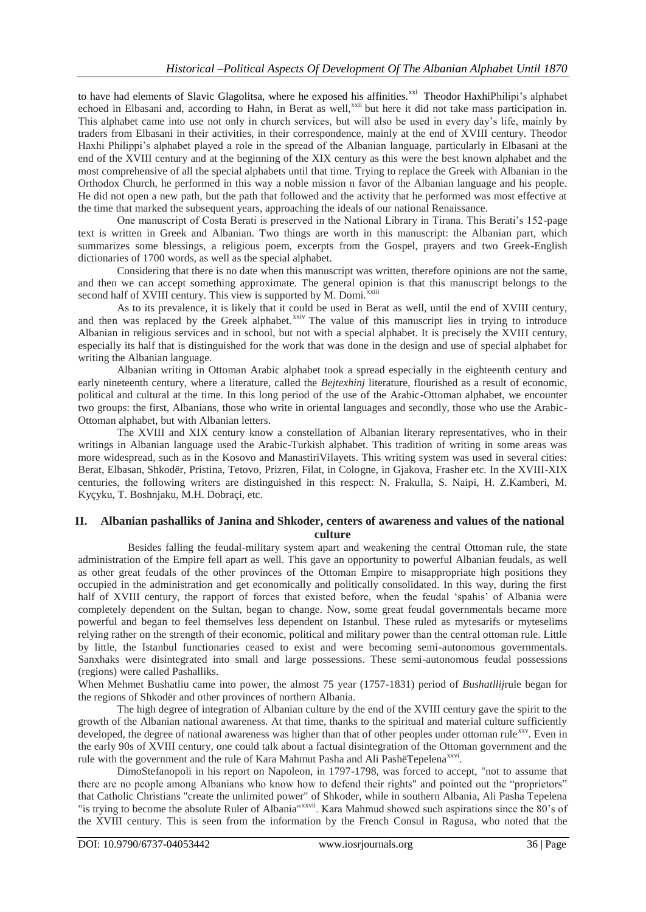to have had elements of Slavic Glagolitsa, where he exposed his affinities.[xxi] Theodor HaxhiPhilipi's alphabet echoed in Elbasani and, according to Hahn, in Berat as well,[xxii] but here it did not take mass participation in. This alphabet came into use not only in church services, but will also be used in every day's life, mainly by traders from Elbasani in their activities, in their correspondence, mainly at the end of XVIII century. Theodor Haxhi Philippi's alphabet played a role in the spread of the Albanian language, particularly in Elbasani at the end of the XVIII century and at the beginning of the XIX century as this were the best known alphabet and the most comprehensive of all the special alphabets until that time. Trying to replace the Greek with Albanian in the Orthodox Church, he performed in this way a noble mission n favor of the Albanian language and his people. He did not open a new path, but the path that followed and the activity that he performed was most effective at the time that marked the subsequent years, approaching the ideals of our national Renaissance.

One manuscript of Costa Berati is preserved in the National Library in Tirana. This Berati's 152-page text is written in Greek and Albanian. Two things are worth in this manuscript: the Albanian part, which summarizes some blessings, a religious poem, excerpts from the Gospel, prayers and two Greek-English dictionaries of 1700 words, as well as the special alphabet.

Considering that there is no date when this manuscript was written, therefore opinions are not the same, and then we can accept something approximate. The general opinion is that this manuscript belongs to the second half of XVIII century. This view is supported by M. Domi.[xxiii]

As to its prevalence, it is likely that it could be used in Berat as well, until the end of XVIII century, and then was replaced by the Greek alphabet.[xxiv] The value of this manuscript lies in trying to introduce Albanian in religious services and in school, but not with a special alphabet. It is precisely the XVIII century, especially its half that is distinguished for the work that was done in the design and use of special alphabet for writing the Albanian language.

Albanian writing in Ottoman Arabic alphabet took a spread especially in the eighteenth century and early nineteenth century, where a literature, called the *Bejtexhinj* literature, flourished as a result of economic, political and cultural at the time. In this long period of the use of the Arabic-Ottoman alphabet, we encounter two groups: the first, Albanians, those who write in oriental languages and secondly, those who use the Arabic-Ottoman alphabet, but with Albanian letters.

The XVIII and XIX century know a constellation of Albanian literary representatives, who in their writings in Albanian language used the Arabic-Turkish alphabet. This tradition of writing in some areas was more widespread, such as in the Kosovo and ManastiriVilayets. This writing system was used in several cities: Berat, Elbasan, Shkodër, Pristina, Tetovo, Prizren, Filat, in Cologne, in Gjakova, Frasher etc. In the XVIII-XIX centuries, the following writers are distinguished in this respect: N. Frakulla, S. Naipi, H. Z.Kamberi, M. Kyçyku, T. Boshnjaku, M.H. Dobraçi, etc.

## II. Albanian pashalliks of Janina and Shkoder, centers of awareness and values of the national culture

Besides falling the feudal-military system apart and weakening the central Ottoman rule, the state administration of the Empire fell apart as well. This gave an opportunity to powerful Albanian feudals, as well as other great feudals of the other provinces of the Ottoman Empire to misappropriate high positions they occupied in the administration and get economically and politically consolidated. In this way, during the first half of XVIII century, the rapport of forces that existed before, when the feudal 'spahis' of Albania were completely dependent on the Sultan, began to change. Now, some great feudal governmentals became more powerful and began to feel themselves less dependent on Istanbul. These ruled as mytesarifs or myteselims relying rather on the strength of their economic, political and military power than the central ottoman rule. Little by little, the Istanbul functionaries ceased to exist and were becoming semi-autonomous governmentals. Sanxhaks were disintegrated into small and large possessions. These semi-autonomous feudal possessions (regions) were called Pashalliks.

When Mehmet Bushatliu came into power, the almost 75 year (1757-1831) period of *Bushatllij*rule began for the regions of Shkodër and other provinces of northern Albania.

The high degree of integration of Albanian culture by the end of the XVIII century gave the spirit to the growth of the Albanian national awareness. At that time, thanks to the spiritual and material culture sufficiently developed, the degree of national awareness was higher than that of other peoples under ottoman rule[xxv]. Even in the early 90s of XVIII century, one could talk about a factual disintegration of the Ottoman government and the rule with the government and the rule of Kara Mahmut Pasha and Ali PashëTepelena[xxvi].

DimoStefanopoli in his report on Napoleon, in 1797-1798, was forced to accept, "not to assume that there are no people among Albanians who know how to defend their rights" and pointed out the "proprietors" that Catholic Christians "create the unlimited power" of Shkoder, while in southern Albania, Ali Pasha Tepelena "is trying to become the absolute Ruler of Albania"[xxvii]. Kara Mahmud showed such aspirations since the 80's of the XVIII century. This is seen from the information by the French Consul in Ragusa, who noted that the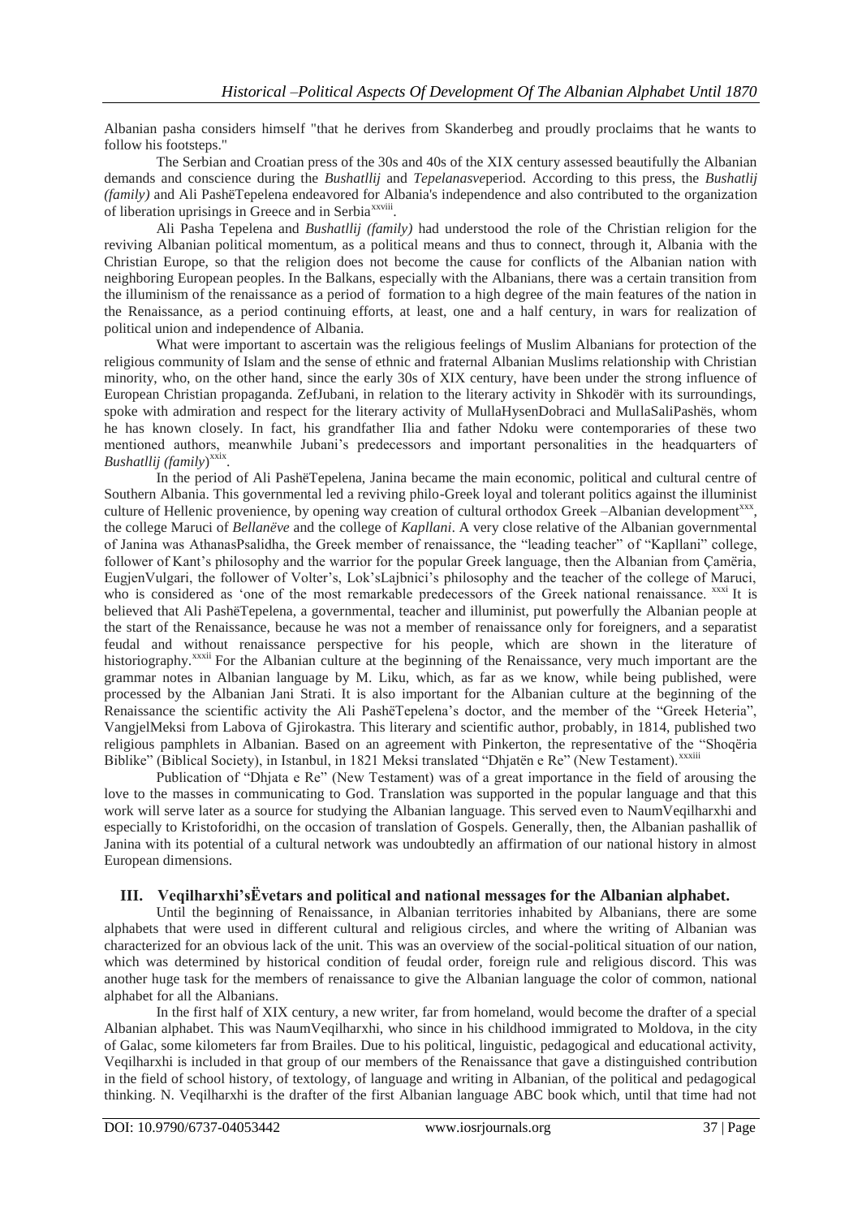Albanian pasha considers himself "that he derives from Skanderbeg and proudly proclaims that he wants to follow his footsteps."

The Serbian and Croatian press of the 30s and 40s of the XIX century assessed beautifully the Albanian demands and conscience during the *Bushatllij* and *Tepelanasve*period. According to this press, the *Bushatlij (family)* and Ali PashëTepelena endeavored for Albania's independence and also contributed to the organization of liberation uprisings in Greece and in Serbia[xxviii].

Ali Pasha Tepelena and *Bushatllij (family)* had understood the role of the Christian religion for the reviving Albanian political momentum, as a political means and thus to connect, through it, Albania with the Christian Europe, so that the religion does not become the cause for conflicts of the Albanian nation with neighboring European peoples. In the Balkans, especially with the Albanians, there was a certain transition from the illuminism of the renaissance as a period of formation to a high degree of the main features of the nation in the Renaissance, as a period continuing efforts, at least, one and a half century, in wars for realization of political union and independence of Albania.

What were important to ascertain was the religious feelings of Muslim Albanians for protection of the religious community of Islam and the sense of ethnic and fraternal Albanian Muslims relationship with Christian minority, who, on the other hand, since the early 30s of XIX century, have been under the strong influence of European Christian propaganda. ZefJubani, in relation to the literary activity in Shkodër with its surroundings, spoke with admiration and respect for the literary activity of MullaHysenDobraci and MullaSaliPashës, whom he has known closely. In fact, his grandfather Ilia and father Ndoku were contemporaries of these two mentioned authors, meanwhile Jubani's predecessors and important personalities in the headquarters of *Bushatllij (family)*[xxix].

In the period of Ali PashëTepelena, Janina became the main economic, political and cultural centre of Southern Albania. This governmental led a reviving philo-Greek loyal and tolerant politics against the illuminist culture of Hellenic provenience, by opening way creation of cultural orthodox Greek –Albanian development[xxx], the college Maruci of *Bellanëve* and the college of *Kapllani*. A very close relative of the Albanian governmental of Janina was AthanasPsalidha, the Greek member of renaissance, the "leading teacher" of "Kapllani" college, follower of Kant's philosophy and the warrior for the popular Greek language, then the Albanian from Çamëria, EugjenVulgari, the follower of Volter's, Lok'sLajbnici's philosophy and the teacher of the college of Maruci, who is considered as 'one of the most remarkable predecessors of the Greek national renaissance. [xxxi] It is believed that Ali PashëTepelena, a governmental, teacher and illuminist, put powerfully the Albanian people at the start of the Renaissance, because he was not a member of renaissance only for foreigners, and a separatist feudal and without renaissance perspective for his people, which are shown in the literature of historiography.[xxxii] For the Albanian culture at the beginning of the Renaissance, very much important are the grammar notes in Albanian language by M. Liku, which, as far as we know, while being published, were processed by the Albanian Jani Strati. It is also important for the Albanian culture at the beginning of the Renaissance the scientific activity the Ali PashëTepelena's doctor, and the member of the "Greek Heteria", VangjelMeksi from Labova of Gjirokastra. This literary and scientific author, probably, in 1814, published two religious pamphlets in Albanian. Based on an agreement with Pinkerton, the representative of the "Shoqëria Biblike" (Biblical Society), in Istanbul, in 1821 Meksi translated "Dhjatën e Re" (New Testament).[xxxiii]

Publication of "Dhjata e Re" (New Testament) was of a great importance in the field of arousing the love to the masses in communicating to God. Translation was supported in the popular language and that this work will serve later as a source for studying the Albanian language. This served even to NaumVeqilharxhi and especially to Kristoforidhi, on the occasion of translation of Gospels. Generally, then, the Albanian pashallik of Janina with its potential of a cultural network was undoubtedly an affirmation of our national history in almost European dimensions.

## III. Veqilharxhi'sËvetars and political and national messages for the Albanian alphabet.

Until the beginning of Renaissance, in Albanian territories inhabited by Albanians, there are some alphabets that were used in different cultural and religious circles, and where the writing of Albanian was characterized for an obvious lack of the unit. This was an overview of the social-political situation of our nation, which was determined by historical condition of feudal order, foreign rule and religious discord. This was another huge task for the members of renaissance to give the Albanian language the color of common, national alphabet for all the Albanians.

In the first half of XIX century, a new writer, far from homeland, would become the drafter of a special Albanian alphabet. This was NaumVeqilharxhi, who since in his childhood immigrated to Moldova, in the city of Galac, some kilometers far from Brailes. Due to his political, linguistic, pedagogical and educational activity, Veqilharxhi is included in that group of our members of the Renaissance that gave a distinguished contribution in the field of school history, of textology, of language and writing in Albanian, of the political and pedagogical thinking. N. Veqilharxhi is the drafter of the first Albanian language ABC book which, until that time had not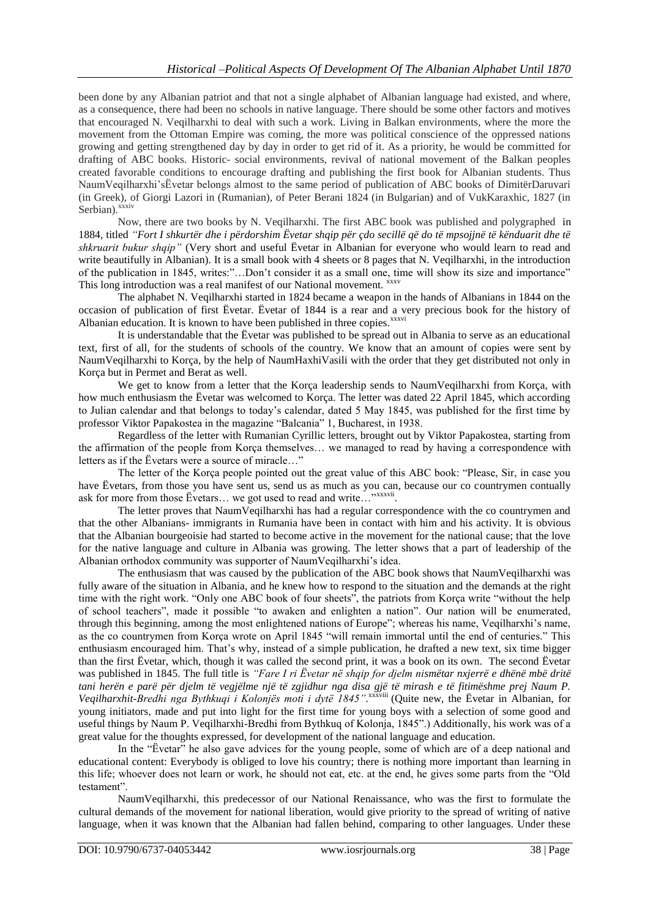been done by any Albanian patriot and that not a single alphabet of Albanian language had existed, and where, as a consequence, there had been no schools in native language. There should be some other factors and motives that encouraged N. Veqilharxhi to deal with such a work. Living in Balkan environments, where the more the movement from the Ottoman Empire was coming, the more was political conscience of the oppressed nations growing and getting strengthened day by day in order to get rid of it. As a priority, he would be committed for drafting of ABC books. Historic- social environments, revival of national movement of the Balkan peoples created favorable conditions to encourage drafting and publishing the first book for Albanian students. Thus NaumVeqilharxhi'sËvetar belongs almost to the same period of publication of ABC books of DimitërDaruvari (in Greek), of Giorgi Lazori in (Rumanian), of Peter Berani 1824 (in Bulgarian) and of VukKaraxhic, 1827 (in Serbian).[xxxiv]

Now, there are two books by N. Veqilharxhi. The first ABC book was published and polygraphed in 1884, titled *"Fort I shkurtër dhe i përdorshim Ëvetar shqip për çdo secillë që do të mpsojjnë të kënduarit dhe të shkruarit bukur shqip"* (Very short and useful Ëvetar in Albanian for everyone who would learn to read and write beautifully in Albanian). It is a small book with 4 sheets or 8 pages that N. Veqilharxhi, in the introduction of the publication in 1845, writes:"…Don't consider it as a small one, time will show its size and importance" This long introduction was a real manifest of our National movement. [xxxv]

The alphabet N. Veqilharxhi started in 1824 became a weapon in the hands of Albanians in 1844 on the occasion of publication of first Ëvetar. Ëvetar of 1844 is a rear and a very precious book for the history of Albanian education. It is known to have been published in three copies.[xxxvi]

It is understandable that the Ëvetar was published to be spread out in Albania to serve as an educational text, first of all, for the students of schools of the country. We know that an amount of copies were sent by NaumVeqilharxhi to Korça, by the help of NaumHaxhiVasili with the order that they get distributed not only in Korça but in Permet and Berat as well.

We get to know from a letter that the Korça leadership sends to NaumVeqilharxhi from Korça, with how much enthusiasm the Ëvetar was welcomed to Korça. The letter was dated 22 April 1845, which according to Julian calendar and that belongs to today's calendar, dated 5 May 1845, was published for the first time by professor Viktor Papakostea in the magazine "Balcania" 1, Bucharest, in 1938.

Regardless of the letter with Rumanian Cyrillic letters, brought out by Viktor Papakostea, starting from the affirmation of the people from Korça themselves… we managed to read by having a correspondence with letters as if the Ëvetars were a source of miracle…"

The letter of the Korça people pointed out the great value of this ABC book: "Please, Sir, in case you have Ëvetars, from those you have sent us, send us as much as you can, because our co countrymen contually ask for more from those Ëvetars… we got used to read and write…"[xxxvii].

The letter proves that NaumVeqilharxhi has had a regular correspondence with the co countrymen and that the other Albanians- immigrants in Rumania have been in contact with him and his activity. It is obvious that the Albanian bourgeoisie had started to become active in the movement for the national cause; that the love for the native language and culture in Albania was growing. The letter shows that a part of leadership of the Albanian orthodox community was supporter of NaumVeqilharxhi's idea.

The enthusiasm that was caused by the publication of the ABC book shows that NaumVeqilharxhi was fully aware of the situation in Albania, and he knew how to respond to the situation and the demands at the right time with the right work. "Only one ABC book of four sheets", the patriots from Korça write "without the help of school teachers", made it possible "to awaken and enlighten a nation". Our nation will be enumerated, through this beginning, among the most enlightened nations of Europe"; whereas his name, Veqilharxhi's name, as the co countrymen from Korça wrote on April 1845 "will remain immortal until the end of centuries." This enthusiasm encouraged him. That's why, instead of a simple publication, he drafted a new text, six time bigger than the first Ëvetar, which, though it was called the second print, it was a book on its own. The second Ëvetar was published in 1845. The full title is *"Fare I ri Ëvetar në shqip for djelm nismëtar nxjerrë e dhënë mbë dritë tani herën e parë për djelm të vegjëlme një të zgjidhur nga disa gjë të mirash e të fitimëshme prej Naum P. Veqilharxhit-Bredhi nga Bythkuqi i Kolonjës moti i dytë 1845"*.[xxxviii] (Quite new, the Ëvetar in Albanian, for young initiators, made and put into light for the first time for young boys with a selection of some good and useful things by Naum P. Veqilharxhi-Bredhi from Bythkuq of Kolonja, 1845".) Additionally, his work was of a great value for the thoughts expressed, for development of the national language and education.

In the "Ëvetar" he also gave advices for the young people, some of which are of a deep national and educational content: Everybody is obliged to love his country; there is nothing more important than learning in this life; whoever does not learn or work, he should not eat, etc. at the end, he gives some parts from the "Old testament".

NaumVeqilharxhi, this predecessor of our National Renaissance, who was the first to formulate the cultural demands of the movement for national liberation, would give priority to the spread of writing of native language, when it was known that the Albanian had fallen behind, comparing to other languages. Under these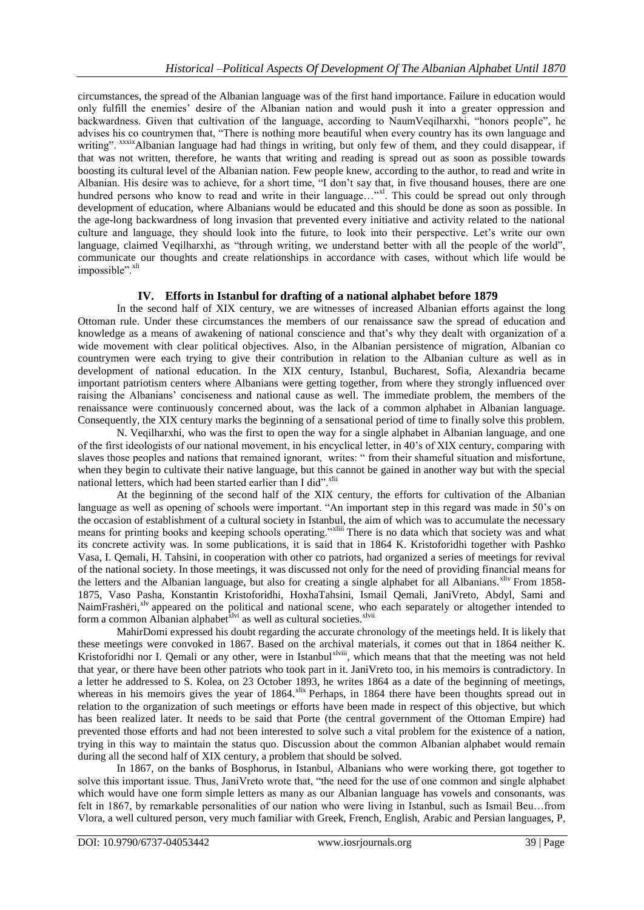circumstances, the spread of the Albanian language was of the first hand importance. Failure in education would only fulfill the enemies' desire of the Albanian nation and would push it into a greater oppression and backwardness. Given that cultivation of the language, according to NaumVeqilharxhi, "honors people", he advises his co countrymen that, "There is nothing more beautiful when every country has its own language and writing". [xxxix]Albanian language had had things in writing, but only few of them, and they could disappear, if that was not written, therefore, he wants that writing and reading is spread out as soon as possible towards boosting its cultural level of the Albanian nation. Few people knew, according to the author, to read and write in Albanian. His desire was to achieve, for a short time, "I don't say that, in five thousand houses, there are one hundred persons who know to read and write in their language…"[xl]. This could be spread out only through development of education, where Albanians would be educated and this should be done as soon as possible. In the age-long backwardness of long invasion that prevented every initiative and activity related to the national culture and language, they should look into the future, to look into their perspective. Let's write our own language, claimed Veqilharxhi, as "through writing, we understand better with all the people of the world", communicate our thoughts and create relationships in accordance with cases, without which life would be impossible".[xli]

## IV. Efforts in Istanbul for drafting of a national alphabet before 1879

In the second half of XIX century, we are witnesses of increased Albanian efforts against the long Ottoman rule. Under these circumstances the members of our renaissance saw the spread of education and knowledge as a means of awakening of national conscience and that's why they dealt with organization of a wide movement with clear political objectives. Also, in the Albanian persistence of migration, Albanian co countrymen were each trying to give their contribution in relation to the Albanian culture as well as in development of national education. In the XIX century, Istanbul, Bucharest, Sofia, Alexandria became important patriotism centers where Albanians were getting together, from where they strongly influenced over raising the Albanians' conciseness and national cause as well. The immediate problem, the members of the renaissance were continuously concerned about, was the lack of a common alphabet in Albanian language. Consequently, the XIX century marks the beginning of a sensational period of time to finally solve this problem.

N. Veqilharxhi, who was the first to open the way for a single alphabet in Albanian language, and one of the first ideologists of our national movement, in his encyclical letter, in 40's of XIX century, comparing with slaves those peoples and nations that remained ignorant, writes: " from their shameful situation and misfortune, when they begin to cultivate their native language, but this cannot be gained in another way but with the special national letters, which had been started earlier than I did".[xlii]

At the beginning of the second half of the XIX century, the efforts for cultivation of the Albanian language as well as opening of schools were important. "An important step in this regard was made in 50's on the occasion of establishment of a cultural society in Istanbul, the aim of which was to accumulate the necessary means for printing books and keeping schools operating."[xliii] There is no data which that society was and what its concrete activity was. In some publications, it is said that in 1864 K. Kristoforidhi together with Pashko Vasa, I. Qemali, H. Tahsini, in cooperation with other co patriots, had organized a series of meetings for revival of the national society. In those meetings, it was discussed not only for the need of providing financial means for the letters and the Albanian language, but also for creating a single alphabet for all Albanians.[xliv] From 1858-1875, Vaso Pasha, Konstantin Kristoforidhi, HoxhaTahsini, Ismail Qemali, JaniVreto, Abdyl, Sami and NaimFrashëri,[xlv] appeared on the political and national scene, who each separately or altogether intended to form a common Albanian alphabet[xlvi] as well as cultural societies.[xlvii]

MahirDomi expressed his doubt regarding the accurate chronology of the meetings held. It is likely that these meetings were convoked in 1867. Based on the archival materials, it comes out that in 1864 neither K. Kristoforidhi nor I. Qemali or any other, were in Istanbul[xlviii], which means that that the meeting was not held that year, or there have been other patriots who took part in it. JaniVreto too, in his memoirs is contradictory. In a letter he addressed to S. Kolea, on 23 October 1893, he writes 1864 as a date of the beginning of meetings, whereas in his memoirs gives the year of 1864.[xlix] Perhaps, in 1864 there have been thoughts spread out in relation to the organization of such meetings or efforts have been made in respect of this objective, but which has been realized later. It needs to be said that Porte (the central government of the Ottoman Empire) had prevented those efforts and had not been interested to solve such a vital problem for the existence of a nation, trying in this way to maintain the status quo. Discussion about the common Albanian alphabet would remain during all the second half of XIX century, a problem that should be solved.

In 1867, on the banks of Bosphorus, in Istanbul, Albanians who were working there, got together to solve this important issue. Thus, JaniVreto wrote that, "the need for the use of one common and single alphabet which would have one form simple letters as many as our Albanian language has vowels and consonants, was felt in 1867, by remarkable personalities of our nation who were living in Istanbul, such as Ismail Beu…from Vlora, a well cultured person, very much familiar with Greek, French, English, Arabic and Persian languages, P,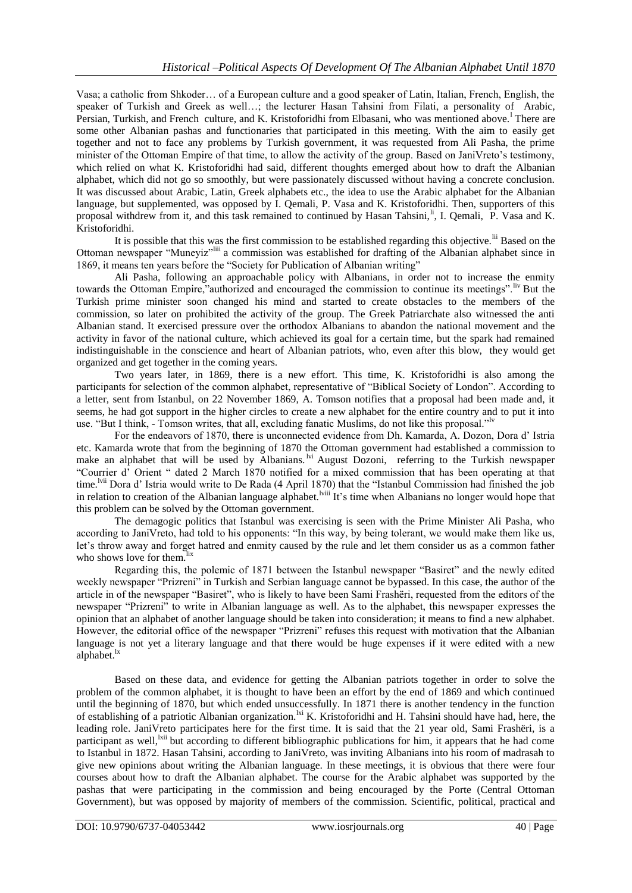Vasa; a catholic from Shkoder… of a European culture and a good speaker of Latin, Italian, French, English, the speaker of Turkish and Greek as well…; the lecturer Hasan Tahsini from Filati, a personality of Arabic, Persian, Turkish, and French culture, and K. Kristoforidhi from Elbasani, who was mentioned above.[l] There are some other Albanian pashas and functionaries that participated in this meeting. With the aim to easily get together and not to face any problems by Turkish government, it was requested from Ali Pasha, the prime minister of the Ottoman Empire of that time, to allow the activity of the group. Based on JaniVreto's testimony, which relied on what K. Kristoforidhi had said, different thoughts emerged about how to draft the Albanian alphabet, which did not go so smoothly, but were passionately discussed without having a concrete conclusion. It was discussed about Arabic, Latin, Greek alphabets etc., the idea to use the Arabic alphabet for the Albanian language, but supplemented, was opposed by I. Qemali, P. Vasa and K. Kristoforidhi. Then, supporters of this proposal withdrew from it, and this task remained to continued by Hasan Tahsini,[li], I. Qemali, P. Vasa and K. Kristoforidhi.

It is possible that this was the first commission to be established regarding this objective.[lii] Based on the Ottoman newspaper "Muneyiz"[liii] a commission was established for drafting of the Albanian alphabet since in 1869, it means ten years before the "Society for Publication of Albanian writing"

Ali Pasha, following an approachable policy with Albanians, in order not to increase the enmity towards the Ottoman Empire,"authorized and encouraged the commission to continue its meetings".[liv] But the Turkish prime minister soon changed his mind and started to create obstacles to the members of the commission, so later on prohibited the activity of the group. The Greek Patriarchate also witnessed the anti Albanian stand. It exercised pressure over the orthodox Albanians to abandon the national movement and the activity in favor of the national culture, which achieved its goal for a certain time, but the spark had remained indistinguishable in the conscience and heart of Albanian patriots, who, even after this blow, they would get organized and get together in the coming years.

Two years later, in 1869, there is a new effort. This time, K. Kristoforidhi is also among the participants for selection of the common alphabet, representative of "Biblical Society of London". According to a letter, sent from Istanbul, on 22 November 1869, A. Tomson notifies that a proposal had been made and, it seems, he had got support in the higher circles to create a new alphabet for the entire country and to put it into use. "But I think, - Tomson writes, that all, excluding fanatic Muslims, do not like this proposal."[lv]

For the endeavors of 1870, there is unconnected evidence from Dh. Kamarda, A. Dozon, Dora d' Istria etc. Kamarda wrote that from the beginning of 1870 the Ottoman government had established a commission to make an alphabet that will be used by Albanians.[lvi] August Dozoni, referring to the Turkish newspaper "Courrier d' Orient " dated 2 March 1870 notified for a mixed commission that has been operating at that time.[lvii] Dora d' Istria would write to De Rada (4 April 1870) that the "Istanbul Commission had finished the job in relation to creation of the Albanian language alphabet.[lviii] It's time when Albanians no longer would hope that this problem can be solved by the Ottoman government.

The demagogic politics that Istanbul was exercising is seen with the Prime Minister Ali Pasha, who according to JaniVreto, had told to his opponents: "In this way, by being tolerant, we would make them like us, let's throw away and forget hatred and enmity caused by the rule and let them consider us as a common father who shows love for them.[lix]

Regarding this, the polemic of 1871 between the Istanbul newspaper "Basiret" and the newly edited weekly newspaper "Prizreni" in Turkish and Serbian language cannot be bypassed. In this case, the author of the article in of the newspaper "Basiret", who is likely to have been Sami Frashëri, requested from the editors of the newspaper "Prizreni" to write in Albanian language as well. As to the alphabet, this newspaper expresses the opinion that an alphabet of another language should be taken into consideration; it means to find a new alphabet. However, the editorial office of the newspaper "Prizreni" refuses this request with motivation that the Albanian language is not yet a literary language and that there would be huge expenses if it were edited with a new alphabet.[lx]

Based on these data, and evidence for getting the Albanian patriots together in order to solve the problem of the common alphabet, it is thought to have been an effort by the end of 1869 and which continued until the beginning of 1870, but which ended unsuccessfully. In 1871 there is another tendency in the function of establishing of a patriotic Albanian organization.[lxi] K. Kristoforidhi and H. Tahsini should have had, here, the leading role. JaniVreto participates here for the first time. It is said that the 21 year old, Sami Frashëri, is a participant as well,[lxii] but according to different bibliographic publications for him, it appears that he had come to Istanbul in 1872. Hasan Tahsini, according to JaniVreto, was inviting Albanians into his room of madrasah to give new opinions about writing the Albanian language. In these meetings, it is obvious that there were four courses about how to draft the Albanian alphabet. The course for the Arabic alphabet was supported by the pashas that were participating in the commission and being encouraged by the Porte (Central Ottoman Government), but was opposed by majority of members of the commission. Scientific, political, practical and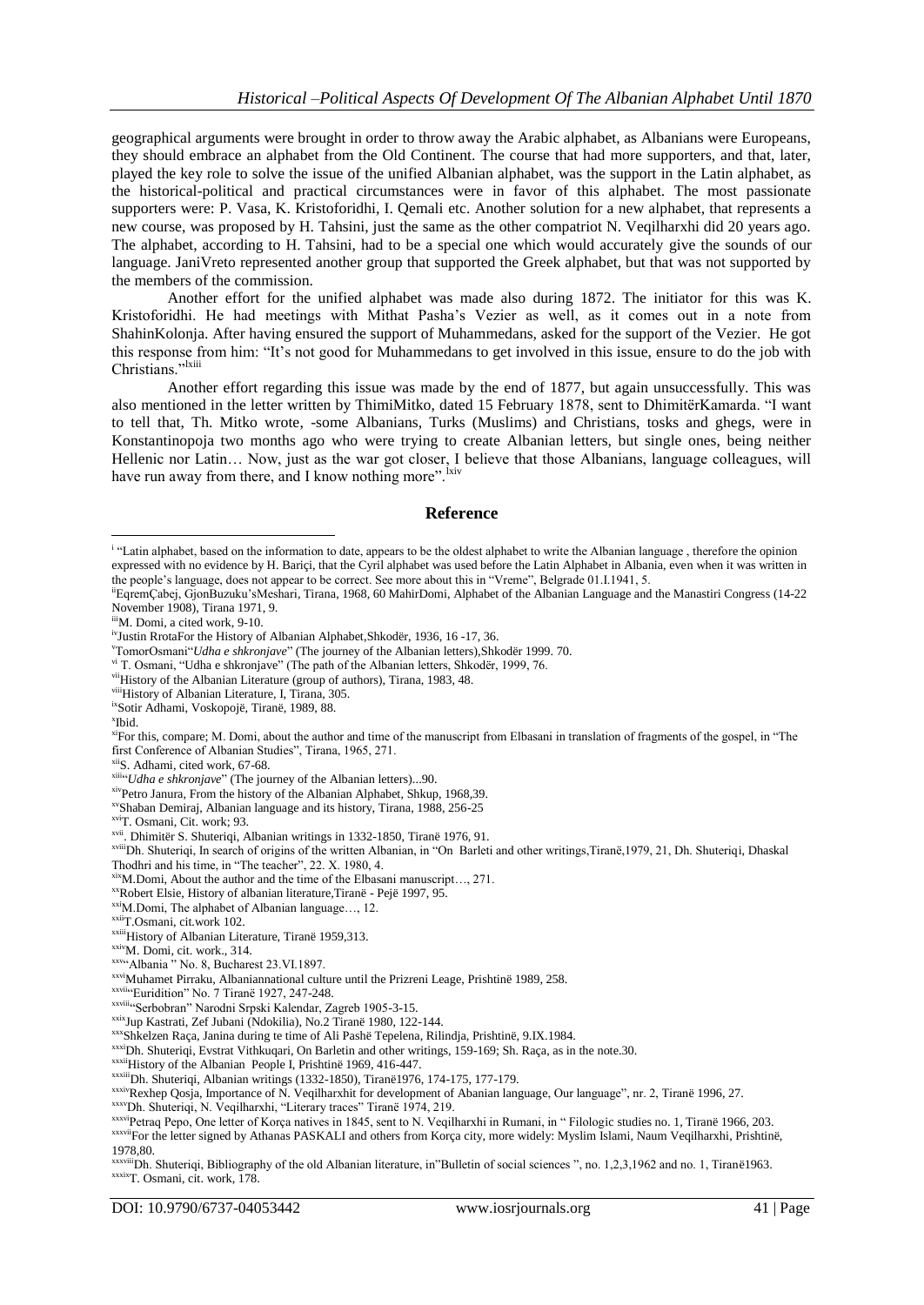geographical arguments were brought in order to throw away the Arabic alphabet, as Albanians were Europeans, they should embrace an alphabet from the Old Continent. The course that had more supporters, and that, later, played the key role to solve the issue of the unified Albanian alphabet, was the support in the Latin alphabet, as the historical-political and practical circumstances were in favor of this alphabet. The most passionate supporters were: P. Vasa, K. Kristoforidhi, I. Qemali etc. Another solution for a new alphabet, that represents a new course, was proposed by H. Tahsini, just the same as the other compatriot N. Veqilharxhi did 20 years ago. The alphabet, according to H. Tahsini, had to be a special one which would accurately give the sounds of our language. JaniVreto represented another group that supported the Greek alphabet, but that was not supported by the members of the commission.

Another effort for the unified alphabet was made also during 1872. The initiator for this was K. Kristoforidhi. He had meetings with Mithat Pasha's Vezier as well, as it comes out in a note from ShahinKolonja. After having ensured the support of Muhammedans, asked for the support of the Vezier. He got this response from him: "It's not good for Muhammedans to get involved in this issue, ensure to do the job with Christians."[lxiii]

Another effort regarding this issue was made by the end of 1877, but again unsuccessfully. This was also mentioned in the letter written by ThimiMitko, dated 15 February 1878, sent to DhimitërKamarda. "I want to tell that, Th. Mitko wrote, -some Albanians, Turks (Muslims) and Christians, tosks and ghegs, were in Konstantinopoja two months ago who were trying to create Albanian letters, but single ones, being neither Hellenic nor Latin… Now, just as the war got closer, I believe that those Albanians, language colleagues, will have run away from there, and I know nothing more".[lxiv]

## Reference

[i] "Latin alphabet, based on the information to date, appears to be the oldest alphabet to write the Albanian language , therefore the opinion expressed with no evidence by H. Bariçi, that the Cyril alphabet was used before the Latin Alphabet in Albania, even when it was written in the people's language, does not appear to be correct. See more about this in "Vreme", Belgrade 01.I.1941, 5.

[ii] EqremÇabej, GjonBuzuku'sMeshari, Tirana, 1968, 60 MahirDomi, Alphabet of the Albanian Language and the Manastiri Congress (14-22 November 1908), Tirana 1971, 9.

[iii] M. Domi, a cited work, 9-10.

[iv] Justin RrotaFor the History of Albanian Alphabet,Shkodër, 1936, 16 -17, 36.

[v] TomorOsmani"*Udha e shkronjave*" (The journey of the Albanian letters),Shkodër 1999. 70.

[vi] T. Osmani, "Udha e shkronjave" (The path of the Albanian letters, Shkodër, 1999, 76.

[vii] History of the Albanian Literature (group of authors), Tirana, 1983, 48.

[viii] History of Albanian Literature, I, Tirana, 305.

[ix] Sotir Adhami, Voskopojë, Tiranë, 1989, 88.

[x] Ibid.

[xi] For this, compare; M. Domi, about the author and time of the manuscript from Elbasani in translation of fragments of the gospel, in "The first Conference of Albanian Studies", Tirana, 1965, 271.

[xii] S. Adhami, cited work, 67-68.

[xiii] "*Udha e shkronjave*" (The journey of the Albanian letters)...90.

[xiv] Petro Janura, From the history of the Albanian Alphabet, Shkup, 1968,39.

[xv] Shaban Demiraj, Albanian language and its history, Tirana, 1988, 256-25

[xvi] T. Osmani, Cit. work; 93.

[xvii]. Dhimitër S. Shuteriqi, Albanian writings in 1332-1850, Tiranë 1976, 91.

[xviii] Dh. Shuteriqi, In search of origins of the written Albanian, in "On Barleti and other writings,Tiranë,1979, 21, Dh. Shuteriqi, Dhaskal Thodhri and his time, in "The teacher", 22. X. 1980, 4.

[xix] M.Domi, About the author and the time of the Elbasani manuscript…, 271.

[xx] Robert Elsie, History of albanian literature,Tiranë - Pejë 1997, 95.

[xxi] M.Domi, The alphabet of Albanian language…, 12.

[xxii] T.Osmani, cit.work 102.

[xxiii] History of Albanian Literature, Tiranë 1959,313.

[xxiv] M. Domi, cit. work., 314.

[xxv] "Albania " No. 8, Bucharest 23.VI.1897.

[xxvi] Muhamet Pirraku, Albaniannational culture until the Prizreni Leage, Prishtinë 1989, 258.

[xxvii] "Euridition" No. 7 Tiranë 1927, 247-248.

[xxviii] "Serbobran" Narodni Srpski Kalendar, Zagreb 1905-3-15.

[xxix] Jup Kastrati, Zef Jubani (Ndokilia), No.2 Tiranë 1980, 122-144.

[xxx] Shkelzen Raça, Janina during te time of Ali Pashë Tepelena, Rilindja, Prishtinë, 9.IX.1984.

[xxxi] Dh. Shuteriqi, Evstrat Vithkuqari, On Barletin and other writings, 159-169; Sh. Raça, as in the note.30.

[xxxii] History of the Albanian People I, Prishtinë 1969, 416-447.

[xxxiii] Dh. Shuteriqi, Albanian writings (1332-1850), Tiranë1976, 174-175, 177-179.

[xxxiv] Rexhep Qosja, Importance of N. Veqilharxhit for development of Abanian language, Our language", nr. 2, Tiranë 1996, 27.

[xxxv] Dh. Shuteriqi, N. Veqilharxhi, "Literary traces" Tiranë 1974, 219.

[xxxvi] Petraq Pepo, One letter of Korça natives in 1845, sent to N. Veqilharxhi in Rumani, in " Filologic studies no. 1, Tiranë 1966, 203.

[xxxvii] For the letter signed by Athanas PASKALI and others from Korça city, more widely: Myslim Islami, Naum Veqilharxhi, Prishtinë, 1978,80.

[xxxviii] Dh. Shuteriqi, Bibliography of the old Albanian literature, in"Bulletin of social sciences ", no. 1,2,3,1962 and no. 1, Tiranë1963.

[xxxix] T. Osmani, cit. work, 178.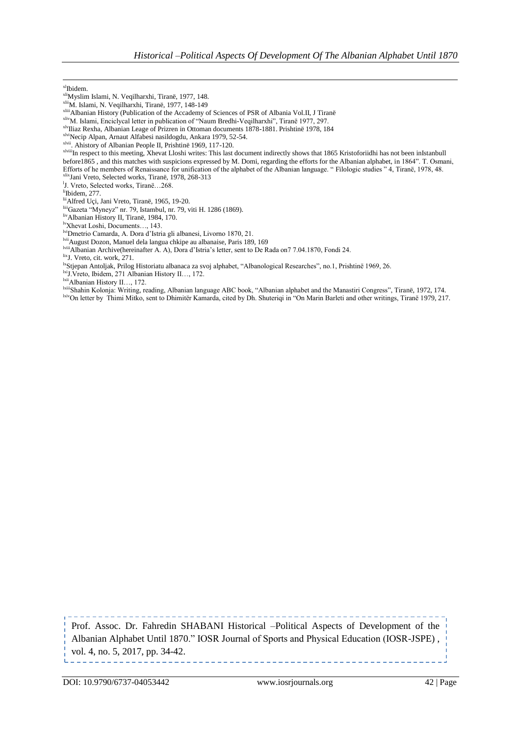[xl]Ibidem.

[xli]Myslim Islami, N. Veqilharxhi, Tiranë, 1977, 148.

[xlii]M. Islami, N. Veqilharxhi, Tiranë, 1977, 148-149

[xliii]Albanian History (Publication of the Accademy of Sciences of PSR of Albania Vol.II, J Tiranë

[xliv]M. Islami, Enciclycal letter in publication of "Naum Bredhi-Veqilharxhi", Tiranë 1977, 297.

[xlv]Iliaz Rexha, Albanian Leage of Prizren in Ottoman documents 1878-1881. Prishtinë 1978, 184

[xlvi]Necip Alpan, Arnaut Alfabesi nasildogdu, Ankara 1979, 52-54.

[xlvii]. Ahistory of Albanian People II, Prishtinë 1969, 117-120.

[xlviii]In respect to this meeting, Xhevat Lloshi writes: This last document indirectly shows that 1865 Kristoforiidhi has not been inIstanbull before1865 , and this matches with suspicions expressed by M. Domi, regarding the efforts for the Albanian alphabet, in 1864". T. Osmani, Efforts of he members of Renaissance for unification of the alphabet of the Albanian language. " Filologic studies " 4, Tiranë, 1978, 48.

[xlix]Jani Vreto, Selected works, Tiranë, 1978, 268-313

[l]J. Vreto, Selected works, Tiranë…268.

[li]Ibidem, 277.

[lii]Alfred Uçi, Jani Vreto, Tiranë, 1965, 19-20.

[liii]Gazeta "Myneyz" nr. 79, Istambul, nr. 79, viti H. 1286 (1869).

[liv]Albanian History II, Tiranë, 1984, 170.

[lv]Xhevat Loshi, Documents…, 143.

[lvi]Dmetrio Camarda, A. Dora d'Istria gli albanesi, Livorno 1870, 21.

[lvii]August Dozon, Manuel dela langua chkipe au albanaise, Paris 189, 169

[lviii]Albanian Archive(hereinafter A. A), Dora d'Istria's letter, sent to De Rada on7 7.04.1870, Fondi 24.

[lix]J. Vreto, cit. work, 271.

[lx]Stjepan Antoljak, Prilog Historiatu albanaca za svoj alphabet, "Albanological Researches", no.1, Prishtinë 1969, 26.

[lxi]J.Vreto, Ibidem, 271 Albanian History II…, 172.

[lxii]Albanian History II…, 172.

[lxiii]Shahin Kolonja: Writing, reading, Albanian language ABC book, "Albanian alphabet and the Manastiri Congress", Tiranë, 1972, 174.

[lxiv]On letter by Thimi Mitko, sent to Dhimitër Kamarda, cited by Dh. Shuteriqi in "On Marin Barleti and other writings, Tiranë 1979, 217.

Prof. Assoc. Dr. Fahredin SHABANI Historical –Political Aspects of Development of the Albanian Alphabet Until 1870." IOSR Journal of Sports and Physical Education (IOSR-JSPE) , vol. 4, no. 5, 2017, pp. 34-42.